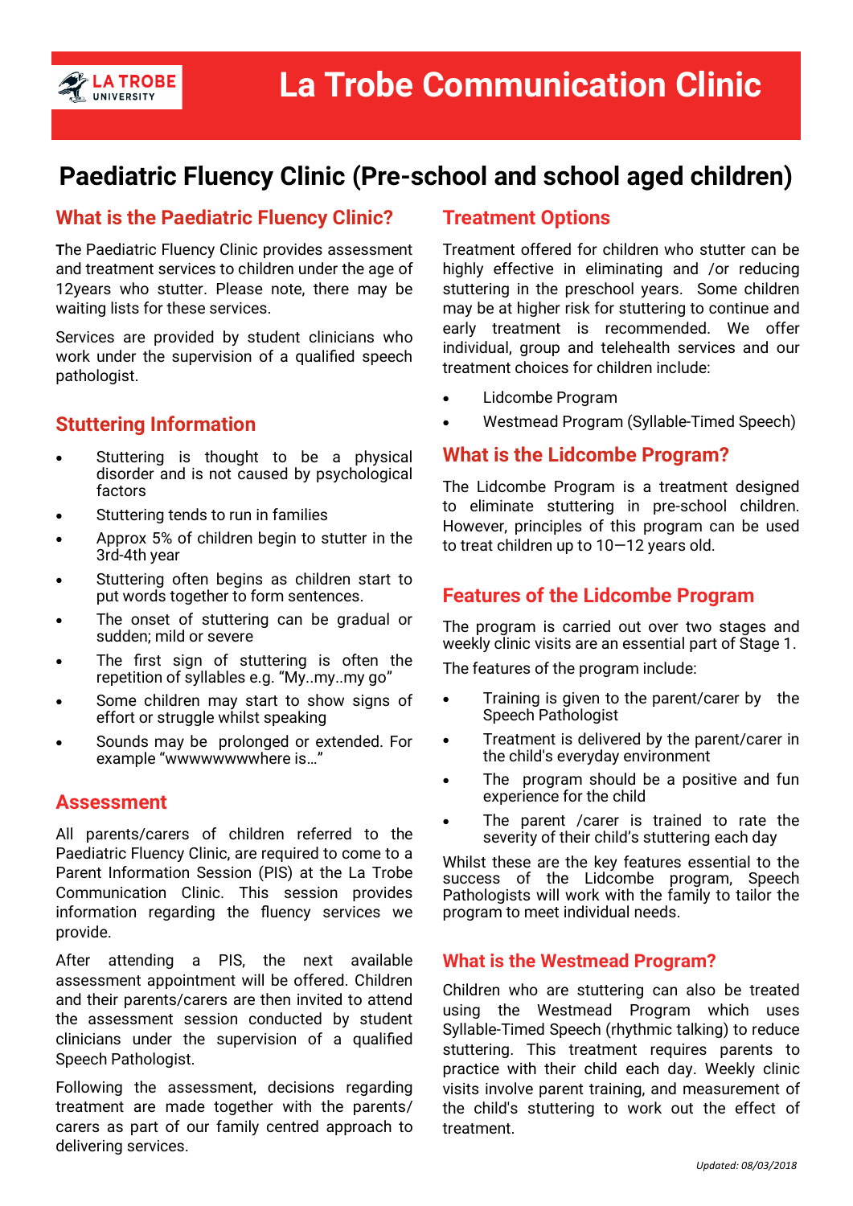# La Trobe Communication Clinic

## Paediatric Fluency Clinic (Pre-school and school aged children)

### What is the Paediatric Fluency Clinic?

The Paediatric Fluency Clinic provides assessment and treatment services to children under the age of 12years who stutter. Please note, there may be waiting lists for these services.

Services are provided by student clinicians who work under the supervision of a qualified speech pathologist.

### Stuttering Information

- Stuttering is thought to be a physical disorder and is not caused by psychological factors
- Stuttering tends to run in families
- Approx 5% of children begin to stutter in the 3rd-4th year
- Stuttering often begins as children start to put words together to form sentences.
- The onset of stuttering can be gradual or sudden; mild or severe
- The first sign of stuttering is often the repetition of syllables e.g. "My..my..my go"
- Some children may start to show signs of effort or struggle whilst speaking
- Sounds may be prolonged or extended. For example "wwwwwwwwwhere is…"

### Assessment

All parents/carers of children referred to the Paediatric Fluency Clinic, are required to come to a Parent Information Session (PIS) at the La Trobe Communication Clinic. This session provides information regarding the fluency services we provide.

After attending a PIS, the next available assessment appointment will be offered. Children and their parents/carers are then invited to attend the assessment session conducted by student clinicians under the supervision of a qualified Speech Pathologist.

Following the assessment, decisions regarding treatment are made together with the parents/ carers as part of our family centred approach to delivering services.

### Treatment Options

Treatment offered for children who stutter can be highly effective in eliminating and /or reducing stuttering in the preschool years. Some children may be at higher risk for stuttering to continue and early treatment is recommended. We offer individual, group and telehealth services and our treatment choices for children include:

- Lidcombe Program
- Westmead Program (Syllable-Timed Speech)

### What is the Lidcombe Program?

The Lidcombe Program is a treatment designed to eliminate stuttering in pre-school children. However, principles of this program can be used to treat children up to 10—12 years old.

### Features of the Lidcombe Program

The program is carried out over two stages and weekly clinic visits are an essential part of Stage 1.

The features of the program include:

- Training is given to the parent/carer by the Speech Pathologist
- Treatment is delivered by the parent/carer in the child's everyday environment
- The program should be a positive and fun experience for the child
- The parent /carer is trained to rate the severity of their child's stuttering each day

Whilst these are the key features essential to the success of the Lidcombe program, Speech Pathologists will work with the family to tailor the program to meet individual needs.

### What is the Westmead Program?

Children who are stuttering can also be treated using the Westmead Program which uses Syllable-Timed Speech (rhythmic talking) to reduce stuttering. This treatment requires parents to practice with their child each day. Weekly clinic visits involve parent training, and measurement of the child's stuttering to work out the effect of treatment.

*Updated: 08/03/2018*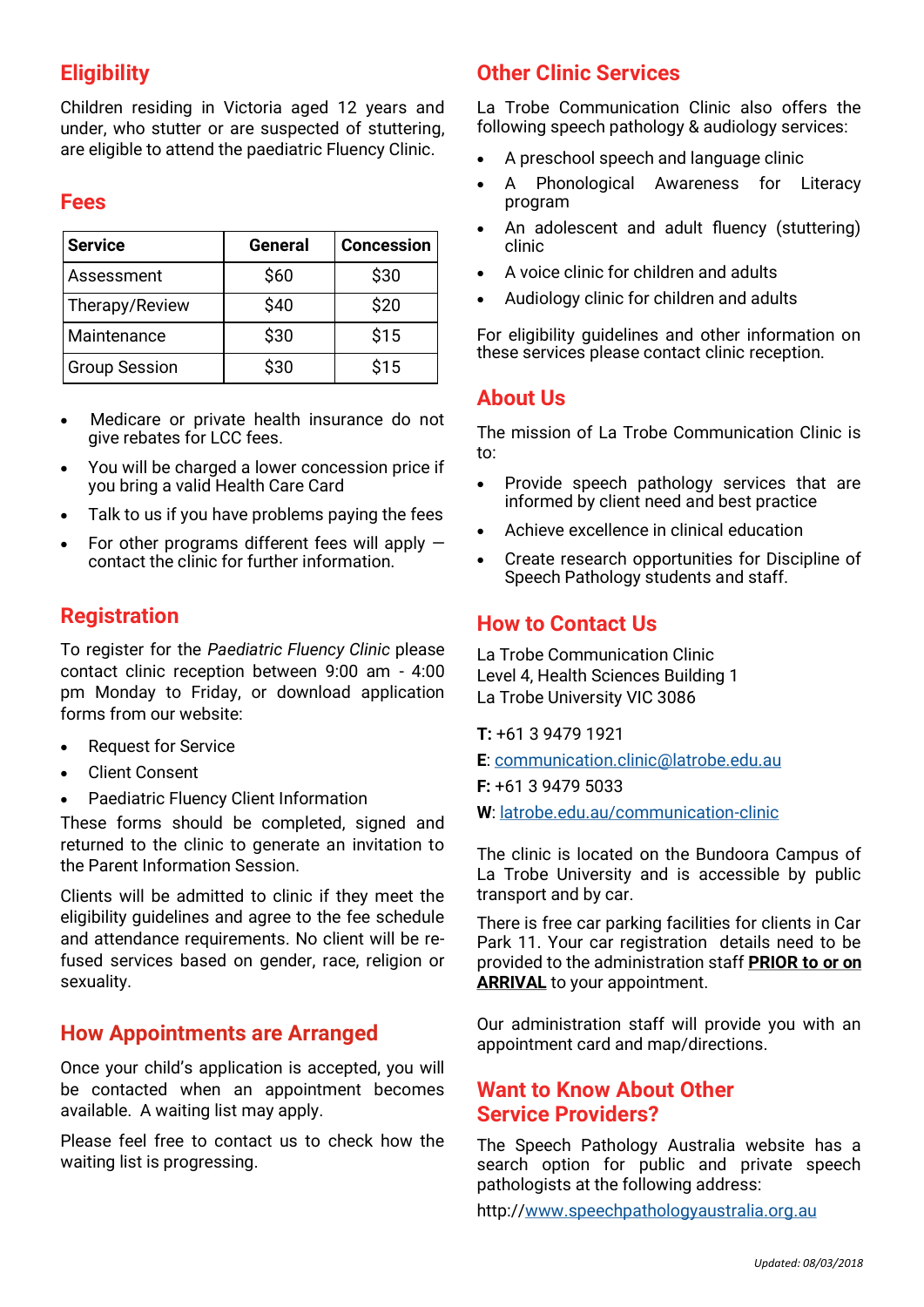## Eligibility

Children residing in Victoria aged 12 years and under, who stutter or are suspected of stuttering, are eligible to attend the paediatric Fluency Clinic.

## Fees

| Service | General | Concession |
|---|---|---|
| Assessment | $60 | $30 |
| Therapy/Review | $40 | $20 |
| Maintenance | $30 | $15 |
| Group Session | $30 | $15 |

- Medicare or private health insurance do not give rebates for LCC fees.
- You will be charged a lower concession price if you bring a valid Health Care Card
- Talk to us if you have problems paying the fees
- For other programs different fees will apply – contact the clinic for further information.

## Registration

To register for the *Paediatric Fluency Clinic* please contact clinic reception between 9:00 am - 4:00 pm Monday to Friday, or download application forms from our website:

- Request for Service
- Client Consent
- Paediatric Fluency Client Information

These forms should be completed, signed and returned to the clinic to generate an invitation to the Parent Information Session.

Clients will be admitted to clinic if they meet the eligibility guidelines and agree to the fee schedule and attendance requirements. No client will be re-fused services based on gender, race, religion or sexuality.

## How Appointments are Arranged

Once your child's application is accepted, you will be contacted when an appointment becomes available. A waiting list may apply.

Please feel free to contact us to check how the waiting list is progressing.

## Other Clinic Services

La Trobe Communication Clinic also offers the following speech pathology & audiology services:

- A preschool speech and language clinic
- A Phonological Awareness for Literacy program
- An adolescent and adult fluency (stuttering) clinic
- A voice clinic for children and adults
- Audiology clinic for children and adults

For eligibility guidelines and other information on these services please contact clinic reception.

## About Us

The mission of La Trobe Communication Clinic is to:

- Provide speech pathology services that are informed by client need and best practice
- Achieve excellence in clinical education
- Create research opportunities for Discipline of Speech Pathology students and staff.

## How to Contact Us

La Trobe Communication Clinic
Level 4, Health Sciences Building 1
La Trobe University VIC 3086

**T:** +61 3 9479 1921

**E**: communication.clinic@latrobe.edu.au

**F:** +61 3 9479 5033

**W**: latrobe.edu.au/communication-clinic

The clinic is located on the Bundoora Campus of La Trobe University and is accessible by public transport and by car.

There is free car parking facilities for clients in Car Park 11. Your car registration details need to be provided to the administration staff **PRIOR to or on ARRIVAL** to your appointment.

Our administration staff will provide you with an appointment card and map/directions.

## Want to Know About Other Service Providers?

The Speech Pathology Australia website has a search option for public and private speech pathologists at the following address:

http://www.speechpathologyaustralia.org.au

*Updated: 08/03/2018*